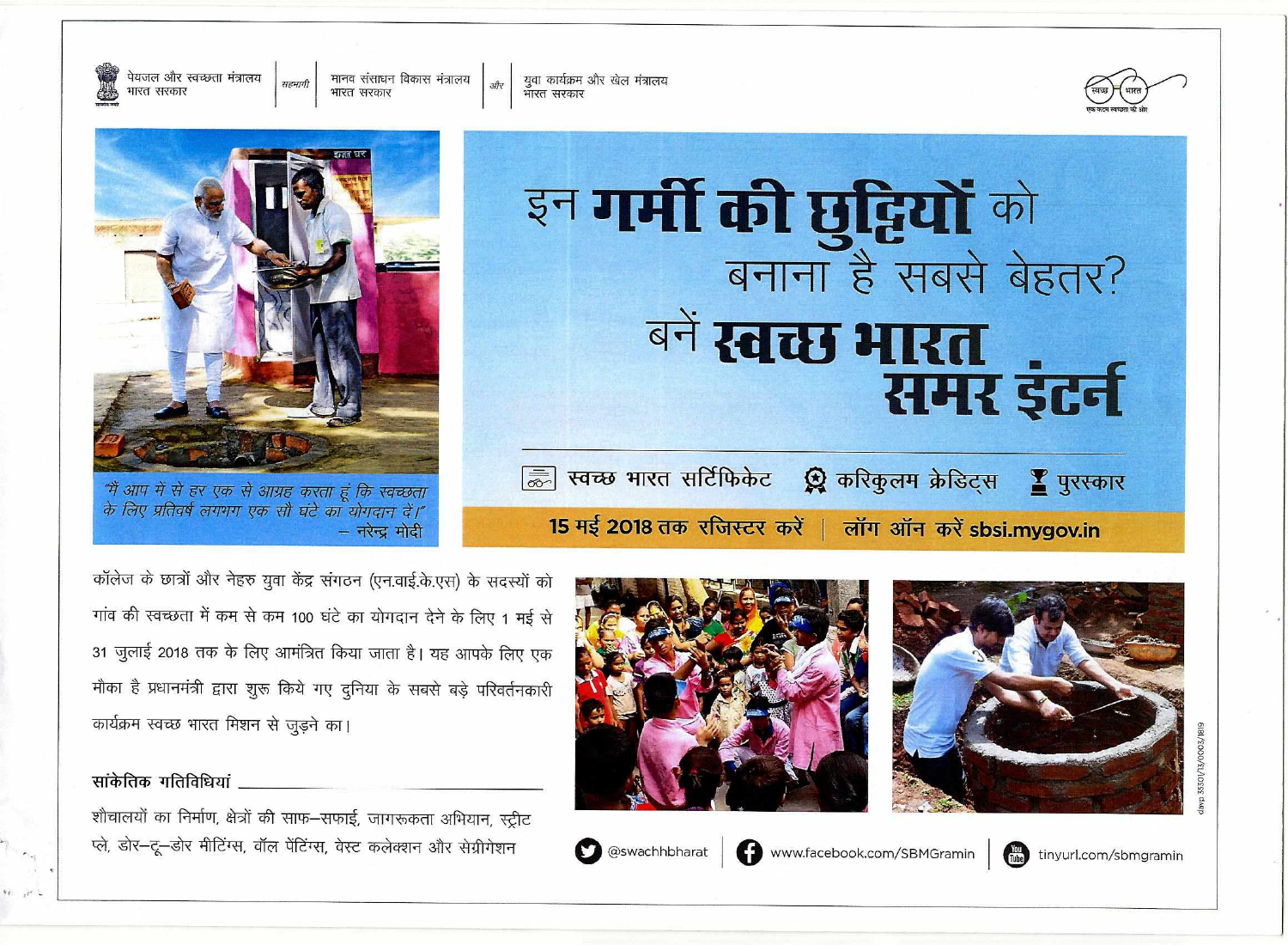पेयजल और स्वच्छता मंत्रालय
भारत सरकार

सहभागी

मानव संसाधन विकास मंत्रालय
भारत सरकार

और

युवा कार्यक्रम और खेल मंत्रालय
भारत सरकार

स्वच्छ भारत — एक कदम स्वच्छता की ओर

*"मैं आप में से हर एक से आग्रह करता हूं कि स्वच्छता के लिए प्रतिवर्ष लगभग एक सौ घंटे का योगदान दें।"*
— नरेन्द्र मोदी

# इन **गर्मी की छुट्टियों** को बनाना है सबसे बेहतर?

# बनें **स्वच्छ भारत समर इंटर्न**

स्वच्छ भारत सर्टिफिकेट | करिकुलम क्रेडिट्स | पुरस्कार

**15 मई 2018 तक रजिस्टर करें | लॉग ऑन करें sbsi.mygov.in**

कॉलेज के छात्रों और नेहरु युवा केंद्र संगठन (एन.वाई.के.एस) के सदस्यों को गांव की स्वच्छता में कम से कम 100 घंटे का योगदान देने के लिए 1 मई से 31 जुलाई 2018 तक के लिए आमंत्रित किया जाता है। यह आपके लिए एक मौका है प्रधानमंत्री द्वारा शुरू किये गए दुनिया के सबसे बड़े परिवर्तनकारी कार्यक्रम स्वच्छ भारत मिशन से जुड़ने का।

## सांकेतिक गतिविधियां

शौचालयों का निर्माण, क्षेत्रों की साफ–सफाई, जागरूकता अभियान, स्ट्रीट प्ले, डोर–टू–डोर मीटिंग्स, वॉल पेंटिंग्स, वेस्ट कलेक्शन और सेग्रीगेशन

@swachhbharat | www.facebook.com/SBMGramin | tinyurl.com/sbmgramin

davp 35301/13/0003/1819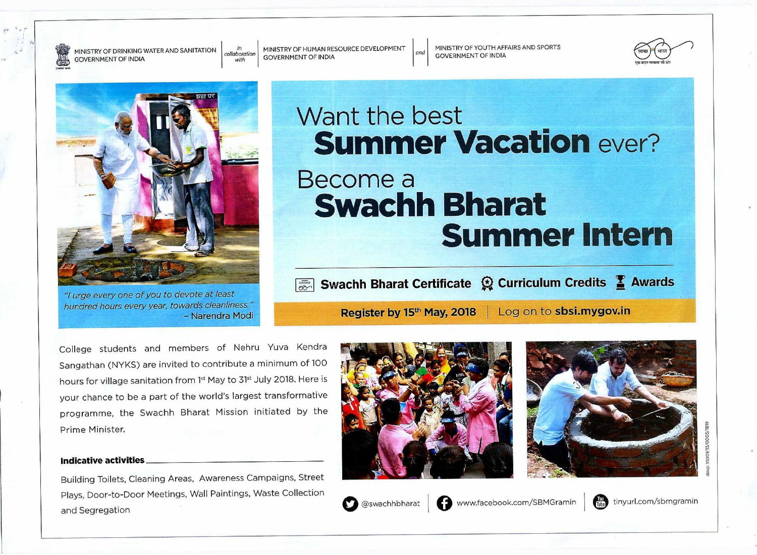MINISTRY OF DRINKING WATER AND SANITATION
GOVERNMENT OF INDIA

*In collaboration with*

MINISTRY OF HUMAN RESOURCE DEVELOPMENT
GOVERNMENT OF INDIA

*and*

MINISTRY OF YOUTH AFFAIRS AND SPORTS
GOVERNMENT OF INDIA

# Want the best **Summer Vacation** ever?

# Become a **Swachh Bharat Summer Intern**

**Swachh Bharat Certificate** | **Curriculum Credits** | **Awards**

**Register by 15th May, 2018** | Log on to **sbsi.mygov.in**

*"I urge every one of you to devote at least hundred hours every year, towards cleanliness."*
– Narendra Modi

College students and members of Nehru Yuva Kendra Sangathan (NYKS) are invited to contribute a minimum of 100 hours for village sanitation from 1st May to 31st July 2018. Here is your chance to be a part of the world's largest transformative programme, the Swachh Bharat Mission initiated by the Prime Minister.

**Indicative activities**

Building Toilets, Cleaning Areas, Awareness Campaigns, Street Plays, Door-to-Door Meetings, Wall Paintings, Waste Collection and Segregation

@swachhbharat | www.facebook.com/SBMGramin | tinyurl.com/sbmgramin

davp 55301/13/0003/1819